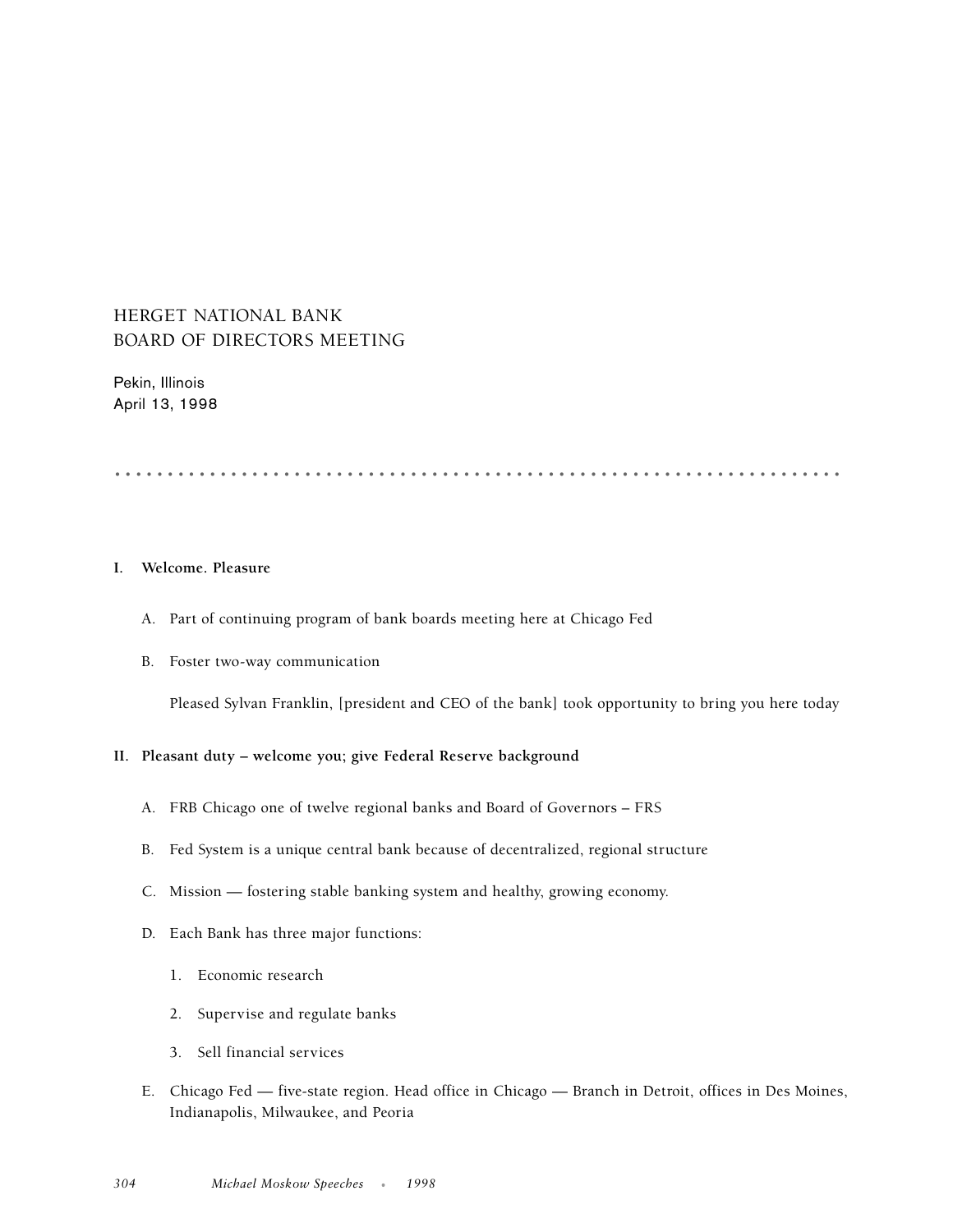# HERGET NATIONAL BANK
# BOARD OF DIRECTORS MEETING

Pekin, Illinois
April 13, 1998

---

**I. Welcome. Pleasure**

A. Part of continuing program of bank boards meeting here at Chicago Fed

B. Foster two-way communication

Pleased Sylvan Franklin, [president and CEO of the bank] took opportunity to bring you here today

**II. Pleasant duty – welcome you; give Federal Reserve background**

A. FRB Chicago one of twelve regional banks and Board of Governors – FRS

B. Fed System is a unique central bank because of decentralized, regional structure

C. Mission — fostering stable banking system and healthy, growing economy.

D. Each Bank has three major functions:

1. Economic research

2. Supervise and regulate banks

3. Sell financial services

E. Chicago Fed — five-state region. Head office in Chicago — Branch in Detroit, offices in Des Moines, Indianapolis, Milwaukee, and Peoria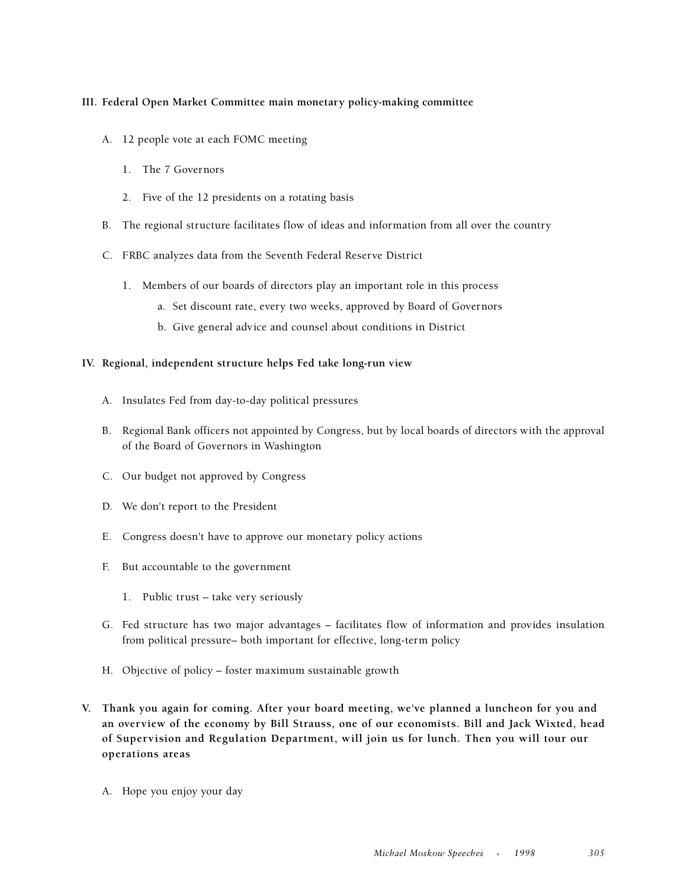**III. Federal Open Market Committee main monetary policy-making committee**

A. 12 people vote at each FOMC meeting

1. The 7 Governors

2. Five of the 12 presidents on a rotating basis

B. The regional structure facilitates flow of ideas and information from all over the country

C. FRBC analyzes data from the Seventh Federal Reserve District

1. Members of our boards of directors play an important role in this process

a. Set discount rate, every two weeks, approved by Board of Governors

b. Give general advice and counsel about conditions in District

**IV. Regional, independent structure helps Fed take long-run view**

A. Insulates Fed from day-to-day political pressures

B. Regional Bank officers not appointed by Congress, but by local boards of directors with the approval of the Board of Governors in Washington

C. Our budget not approved by Congress

D. We don't report to the President

E. Congress doesn't have to approve our monetary policy actions

F. But accountable to the government

1. Public trust – take very seriously

G. Fed structure has two major advantages – facilitates flow of information and provides insulation from political pressure– both important for effective, long-term policy

H. Objective of policy – foster maximum sustainable growth

**V. Thank you again for coming. After your board meeting, we've planned a luncheon for you and an overview of the economy by Bill Strauss, one of our economists. Bill and Jack Wixted, head of Supervision and Regulation Department, will join us for lunch. Then you will tour our operations areas**

A. Hope you enjoy your day